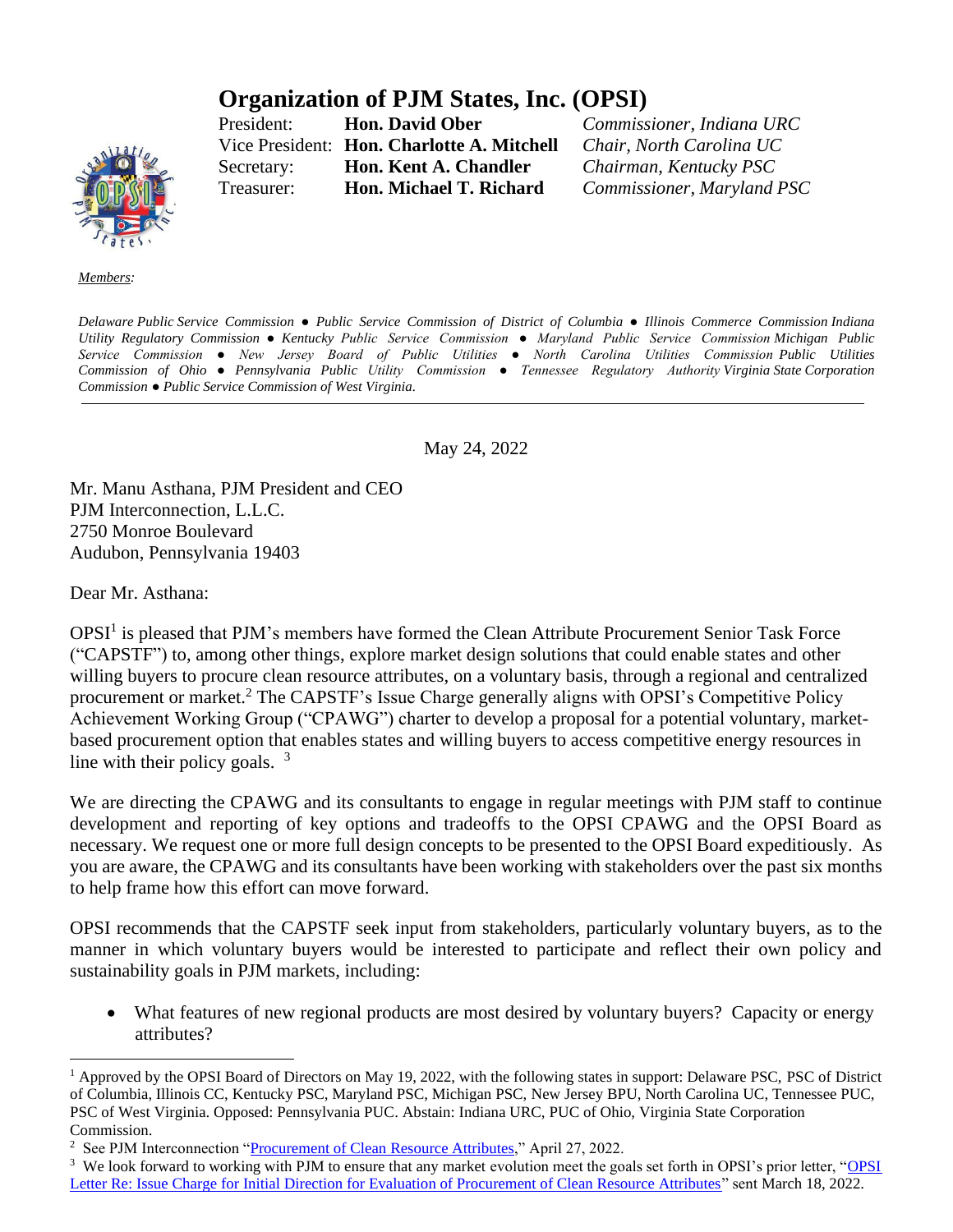# Organization of PJM States, Inc. (OPSI)

President: **Hon. David Ober** *Commissioner, Indiana URC*
Vice President: **Hon. Charlotte A. Mitchell** *Chair, North Carolina UC*
Secretary: **Hon. Kent A. Chandler** *Chairman, Kentucky PSC*
Treasurer: **Hon. Michael T. Richard** *Commissioner, Maryland PSC*

*Members:*

*Delaware Public Service Commission ● Public Service Commission of District of Columbia ● Illinois Commerce Commission Indiana Utility Regulatory Commission ● Kentucky Public Service Commission ● Maryland Public Service Commission Michigan Public Service Commission ● New Jersey Board of Public Utilities ● North Carolina Utilities Commission Public Utilities Commission of Ohio ● Pennsylvania Public Utility Commission ● Tennessee Regulatory Authority Virginia State Corporation Commission ● Public Service Commission of West Virginia.*

---

May 24, 2022

Mr. Manu Asthana, PJM President and CEO
PJM Interconnection, L.L.C.
2750 Monroe Boulevard
Audubon, Pennsylvania 19403

Dear Mr. Asthana:

OPSI[1] is pleased that PJM's members have formed the Clean Attribute Procurement Senior Task Force ("CAPSTF") to, among other things, explore market design solutions that could enable states and other willing buyers to procure clean resource attributes, on a voluntary basis, through a regional and centralized procurement or market.[2] The CAPSTF's Issue Charge generally aligns with OPSI's Competitive Policy Achievement Working Group ("CPAWG") charter to develop a proposal for a potential voluntary, market-based procurement option that enables states and willing buyers to access competitive energy resources in line with their policy goals. [3]

We are directing the CPAWG and its consultants to engage in regular meetings with PJM staff to continue development and reporting of key options and tradeoffs to the OPSI CPAWG and the OPSI Board as necessary. We request one or more full design concepts to be presented to the OPSI Board expeditiously. As you are aware, the CPAWG and its consultants have been working with stakeholders over the past six months to help frame how this effort can move forward.

OPSI recommends that the CAPSTF seek input from stakeholders, particularly voluntary buyers, as to the manner in which voluntary buyers would be interested to participate and reflect their own policy and sustainability goals in PJM markets, including:

- What features of new regional products are most desired by voluntary buyers? Capacity or energy attributes?

---

[1] Approved by the OPSI Board of Directors on May 19, 2022, with the following states in support: Delaware PSC, PSC of District of Columbia, Illinois CC, Kentucky PSC, Maryland PSC, Michigan PSC, New Jersey BPU, North Carolina UC, Tennessee PUC, PSC of West Virginia. Opposed: Pennsylvania PUC. Abstain: Indiana URC, PUC of Ohio, Virginia State Corporation Commission.

[2] See PJM Interconnection "Procurement of Clean Resource Attributes," April 27, 2022.

[3] We look forward to working with PJM to ensure that any market evolution meet the goals set forth in OPSI's prior letter, "OPSI Letter Re: Issue Charge for Initial Direction for Evaluation of Procurement of Clean Resource Attributes" sent March 18, 2022.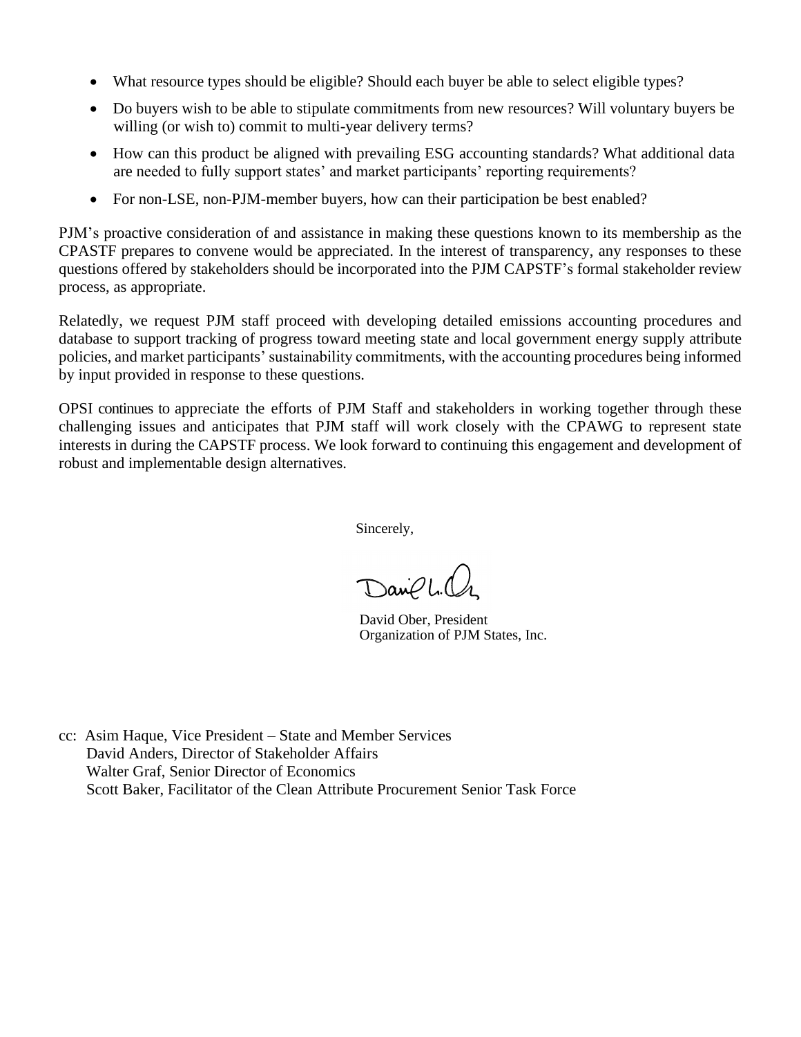- What resource types should be eligible? Should each buyer be able to select eligible types?
- Do buyers wish to be able to stipulate commitments from new resources? Will voluntary buyers be willing (or wish to) commit to multi-year delivery terms?
- How can this product be aligned with prevailing ESG accounting standards? What additional data are needed to fully support states' and market participants' reporting requirements?
- For non-LSE, non-PJM-member buyers, how can their participation be best enabled?

PJM's proactive consideration of and assistance in making these questions known to its membership as the CPASTF prepares to convene would be appreciated. In the interest of transparency, any responses to these questions offered by stakeholders should be incorporated into the PJM CAPSTF's formal stakeholder review process, as appropriate.

Relatedly, we request PJM staff proceed with developing detailed emissions accounting procedures and database to support tracking of progress toward meeting state and local government energy supply attribute policies, and market participants' sustainability commitments, with the accounting procedures being informed by input provided in response to these questions.

OPSI continues to appreciate the efforts of PJM Staff and stakeholders in working together through these challenging issues and anticipates that PJM staff will work closely with the CPAWG to represent state interests in during the CAPSTF process. We look forward to continuing this engagement and development of robust and implementable design alternatives.

Sincerely,

David Ober, President
Organization of PJM States, Inc.

cc: Asim Haque, Vice President – State and Member Services
David Anders, Director of Stakeholder Affairs
Walter Graf, Senior Director of Economics
Scott Baker, Facilitator of the Clean Attribute Procurement Senior Task Force